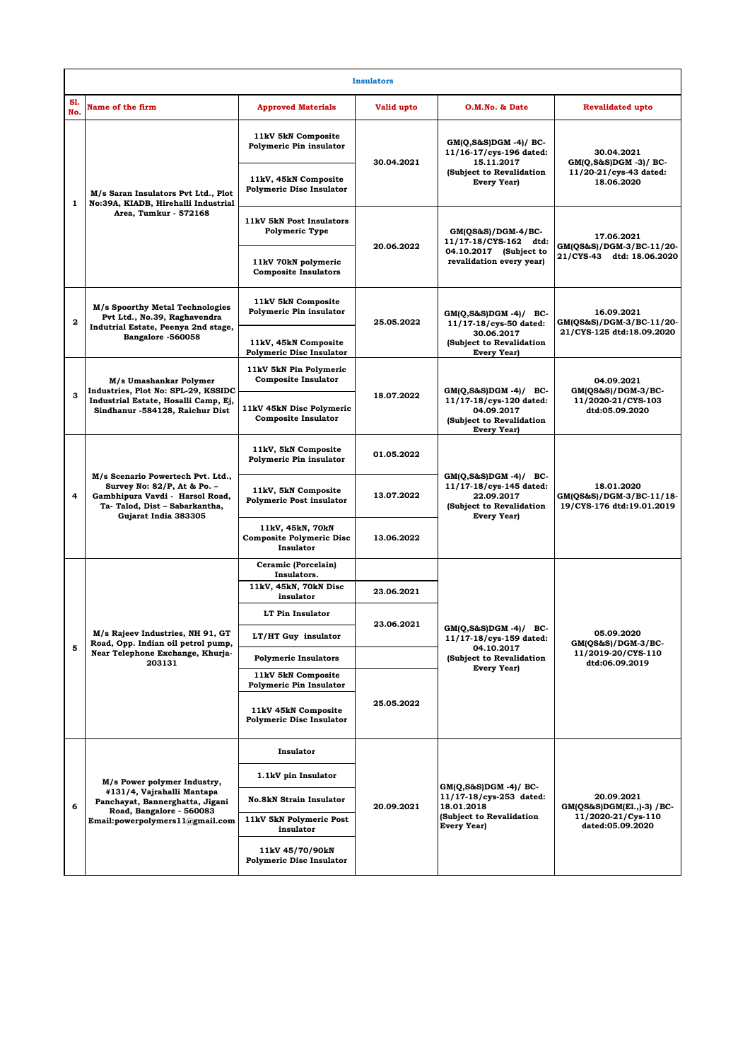| Insulators | | | | | |
|---|---|---|---|---|---|
| **Sl. No.** | **Name of the firm** | **Approved Materials** | **Valid upto** | **O.M.No. & Date** | **Revalidated upto** |
| 1 | M/s Saran Insulators Pvt Ltd., Plot No:39A, KIADB, Hirehalli Industrial Area, Tumkur - 572168 | 11kV 5kN Composite Polymeric Pin insulator | 30.04.2021 | GM(Q,S&S)DGM -4)/ BC-11/16-17/cys-196 dated: 15.11.2017 (Subject to Revalidation Every Year) | 30.04.2021 GM(Q,S&S)DGM -3)/ BC-11/20-21/cys-43 dated: 18.06.2020 |
| | | 11kV, 45kN Composite Polymeric Disc Insulator | | | |
| | | 11kV 5kN Post Insulators Polymeric Type | 20.06.2022 | GM(QS&S)/DGM-4/BC-11/17-18/CYS-162 dtd: 04.10.2017 (Subject to revalidation every year) | 17.06.2021 GM(QS&S)/DGM-3/BC-11/20-21/CYS-43 dtd: 18.06.2020 |
| | | 11kV 70kN polymeric Composite Insulators | | | |
| 2 | M/s Spoorthy Metal Technologies Pvt Ltd., No.39, Raghavendra Indutrial Estate, Peenya 2nd stage, Bangalore -560058 | 11kV 5kN Composite Polymeric Pin insulator | 25.05.2022 | GM(Q,S&S)DGM -4)/ BC-11/17-18/cys-50 dated: 30.06.2017 (Subject to Revalidation Every Year) | 16.09.2021 GM(QS&S)/DGM-3/BC-11/20-21/CYS-125 dtd:18.09.2020 |
| | | 11kV, 45kN Composite Polymeric Disc Insulator | | | |
| 3 | M/s Umashankar Polymer Industries, Plot No: SPL-29, KSSIDC Industrial Estate, Hosalli Camp, Ej, Sindhanur -584128, Raichur Dist | 11kV 5kN Pin Polymeric Composite Insulator | 18.07.2022 | GM(Q,S&S)DGM -4)/ BC-11/17-18/cys-120 dated: 04.09.2017 (Subject to Revalidation Every Year) | 04.09.2021 GM(QS&S)/DGM-3/BC-11/2020-21/CYS-103 dtd:05.09.2020 |
| | | 11kV 45kN Disc Polymeric Composite Insulator | | | |
| 4 | M/s Scenario Powertech Pvt. Ltd., Survey No: 82/P, At & Po. – Gambhipura Vavdi - Harsol Road, Ta- Talod, Dist – Sabarkantha, Gujarat India 383305 | 11kV, 5kN Composite Polymeric Pin insulator | 01.05.2022 | GM(Q,S&S)DGM -4)/ BC-11/17-18/cys-145 dated: 22.09.2017 (Subject to Revalidation Every Year) | 18.01.2020 GM(QS&S)/DGM-3/BC-11/18-19/CYS-176 dtd:19.01.2019 |
| | | 11kV, 5kN Composite Polymeric Post insulator | 13.07.2022 | | |
| | | 11kV, 45kN, 70kN Composite Polymeric Disc Insulator | 13.06.2022 | | |
| 5 | M/s Rajeev Industries, NH 91, GT Road, Opp. Indian oil petrol pump, Near Telephone Exchange, Khurja-203131 | Ceramic (Porcelain) Insulators. | | GM(Q,S&S)DGM -4)/ BC-11/17-18/cys-159 dated: 04.10.2017 (Subject to Revalidation Every Year) | 05.09.2020 GM(QS&S)/DGM-3/BC-11/2019-20/CYS-110 dtd:06.09.2019 |
| | | 11kV, 45kN, 70kN Disc insulator | 23.06.2021 | | |
| | | LT Pin Insulator | 23.06.2021 | | |
| | | LT/HT Guy insulator | | | |
| | | Polymeric Insulators | | | |
| | | 11kV 5kN Composite Polymeric Pin Insulator | 25.05.2022 | | |
| | | 11kV 45kN Composite Polymeric Disc Insulator | | | |
| 6 | M/s Power polymer Industry, #131/4, Vajrahalli Mantapa Panchayat, Bannerghatta, Jigani Road, Bangalore - 560083 Email:powerpolymers11@gmail.com | Insulator | 20.09.2021 | GM(Q,S&S)DGM -4)/ BC-11/17-18/cys-253 dated: 18.01.2018 (Subject to Revalidation Every Year) | 20.09.2021 GM(QS&S)DGM(El.,)-3) /BC-11/2020-21/Cys-110 dated:05.09.2020 |
| | | 1.1kV pin Insulator | | | |
| | | No.8kN Strain Insulator | | | |
| | | 11kV 5kN Polymeric Post insulator | | | |
| | | 11kV 45/70/90kN Polymeric Disc Insulator | | | |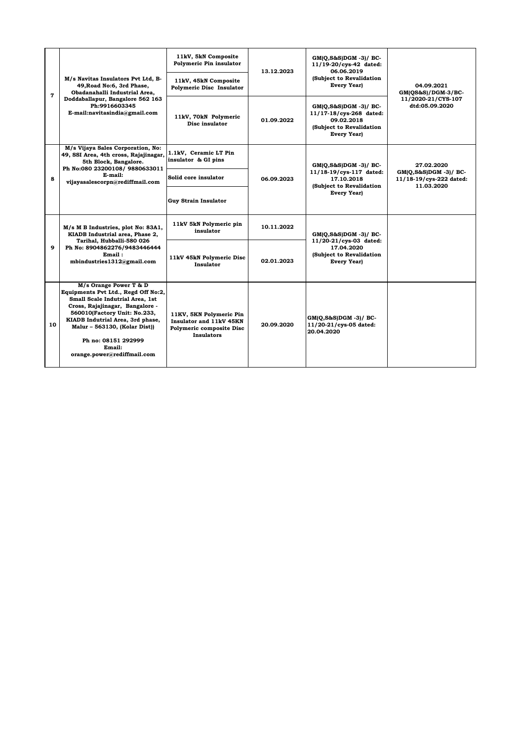| | | | | | |
|---|---|---|---|---|---|
| 7 | M/s Navitas Insulators Pvt Ltd, B-49,Road No:6, 3rd Phase, Obadanahalli Industrial Area, Doddaballapur, Bangalore 562 163 Ph:9916603345 E-mail:navitasindia@gmail.com | 11kV, 5kN Composite Polymeric Pin insulator | 13.12.2023 | GM(Q,S&S)DGM -3)/ BC-11/19-20/cys-42 dated: 06.06.2019 (Subject to Revalidation Every Year) | 04.09.2021 GM(QS&S)/DGM-3/BC-11/2020-21/CYS-107 dtd:05.09.2020 |
| | | 11kV, 45kN Composite Polymeric Disc Insulator | | | |
| | | 11kV, 70kN Polymeric Disc insulator | 01.09.2022 | GM(Q,S&S)DGM -3)/ BC-11/17-18/cys-268 dated: 09.02.2018 (Subject to Revalidation Every Year) | |
| 8 | M/s Vijaya Sales Corporation, No: 49, SSI Area, 4th cross, Rajajinagar, 5th Block, Bangalore. Ph No:080 23200108/ 9880633011 E-mail: vijayasalescorpn@rediffmail.com | 1.1kV, Ceramic LT Pin insulator & GI pins | 06.09.2023 | GM(Q,S&S)DGM -3)/ BC-11/18-19/cys-117 dated: 17.10.2018 (Subject to Revalidation Every Year) | 27.02.2020 GM(Q,S&S)DGM -3)/ BC-11/18-19/cys-222 dated: 11.03.2020 |
| | | Solid core insulator | | | |
| | | Guy Strain Insulator | | | |
| 9 | M/s M B Industries, plot No: 83A1, KIADB Industrial area, Phase 2, Tarihal, Hubballi-580 026 Ph No: 8904862276/9483446444 Email : mbindustries1312@gmail.com | 11kV 5kN Polymeric pin insulator | 10.11.2022 | GM(Q,S&S)DGM -3)/ BC-11/20-21/cys-03 dated: 17.04.2020 (Subject to Revalidation Every Year) | |
| | | 11kV 45kN Polymeric Disc Insulator | 02.01.2023 | | |
| 10 | M/s Orange Power T & D Equipments Pvt Ltd., Regd Off No:2, Small Scale Indutrial Area, 1st Cross, Rajajinagar, Bangalore - 560010(Factory Unit: No.233, KIADB Indutrial Area, 3rd phase, Malur – 563130, (Kolar Dist)) Ph no: 08151 292999 Email: orange.power@rediffmail.com | 11KV, 5KN Polymeric Pin Insulator and 11kV 45KN Polymeric composite Disc Insulators | 20.09.2020 | GM(Q,S&S)DGM -3)/ BC-11/20-21/cys-05 dated: 20.04.2020 | |